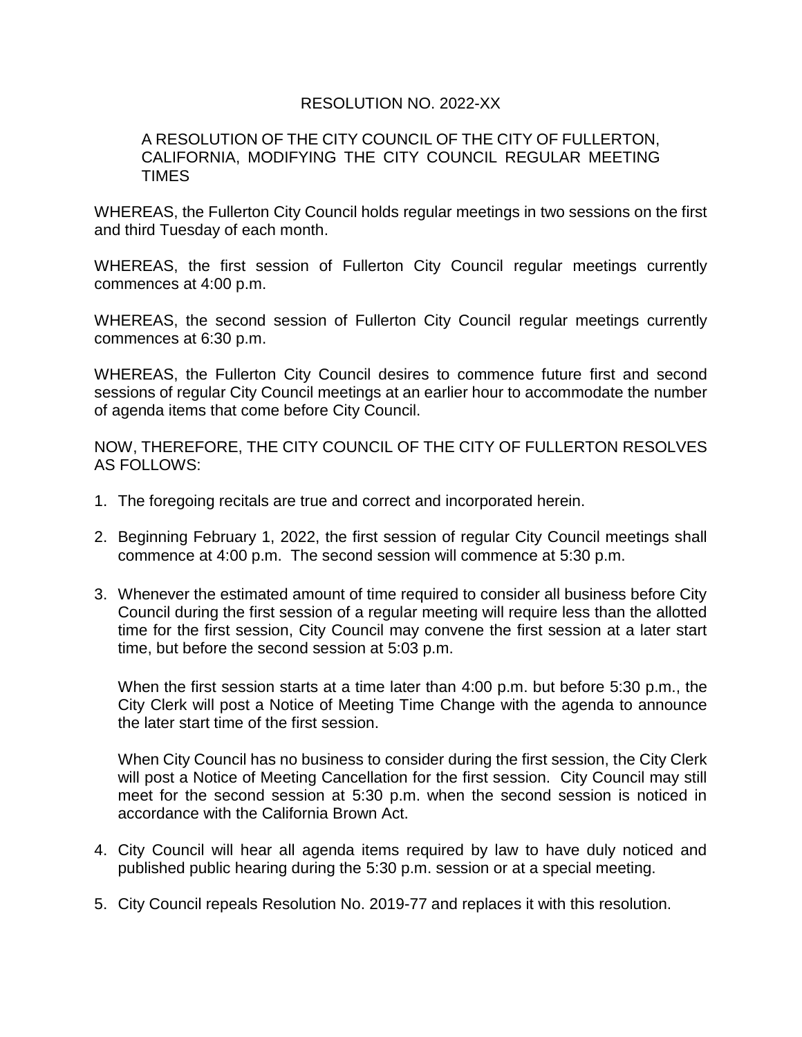RESOLUTION NO. 2022-XX

A RESOLUTION OF THE CITY COUNCIL OF THE CITY OF FULLERTON, CALIFORNIA, MODIFYING THE CITY COUNCIL REGULAR MEETING TIMES

WHEREAS, the Fullerton City Council holds regular meetings in two sessions on the first and third Tuesday of each month.

WHEREAS, the first session of Fullerton City Council regular meetings currently commences at 4:00 p.m.

WHEREAS, the second session of Fullerton City Council regular meetings currently commences at 6:30 p.m.

WHEREAS, the Fullerton City Council desires to commence future first and second sessions of regular City Council meetings at an earlier hour to accommodate the number of agenda items that come before City Council.

NOW, THEREFORE, THE CITY COUNCIL OF THE CITY OF FULLERTON RESOLVES AS FOLLOWS:

1. The foregoing recitals are true and correct and incorporated herein.

2. Beginning February 1, 2022, the first session of regular City Council meetings shall commence at 4:00 p.m. The second session will commence at 5:30 p.m.

3. Whenever the estimated amount of time required to consider all business before City Council during the first session of a regular meeting will require less than the allotted time for the first session, City Council may convene the first session at a later start time, but before the second session at 5:03 p.m.

   When the first session starts at a time later than 4:00 p.m. but before 5:30 p.m., the City Clerk will post a Notice of Meeting Time Change with the agenda to announce the later start time of the first session.

   When City Council has no business to consider during the first session, the City Clerk will post a Notice of Meeting Cancellation for the first session. City Council may still meet for the second session at 5:30 p.m. when the second session is noticed in accordance with the California Brown Act.

4. City Council will hear all agenda items required by law to have duly noticed and published public hearing during the 5:30 p.m. session or at a special meeting.

5. City Council repeals Resolution No. 2019-77 and replaces it with this resolution.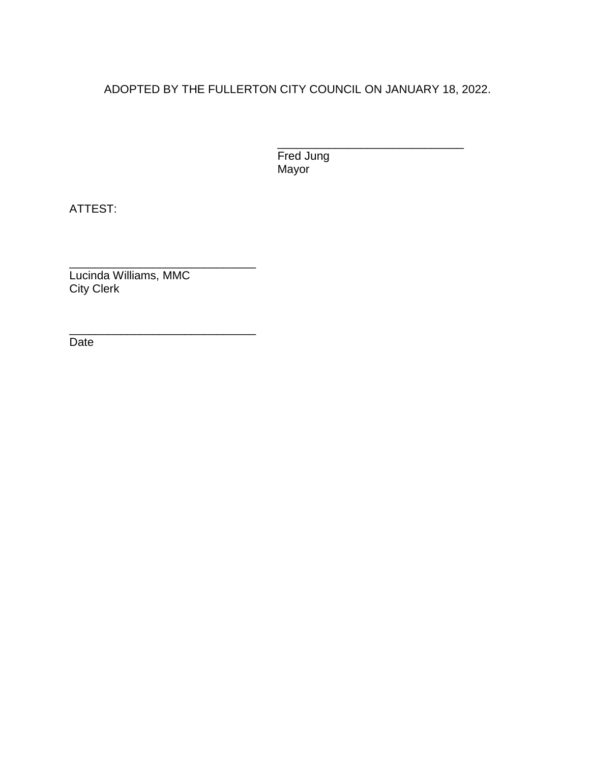ADOPTED BY THE FULLERTON CITY COUNCIL ON JANUARY 18, 2022.

______________________________
Fred Jung
Mayor

ATTEST:

______________________________
Lucinda Williams, MMC
City Clerk

______________________________
Date